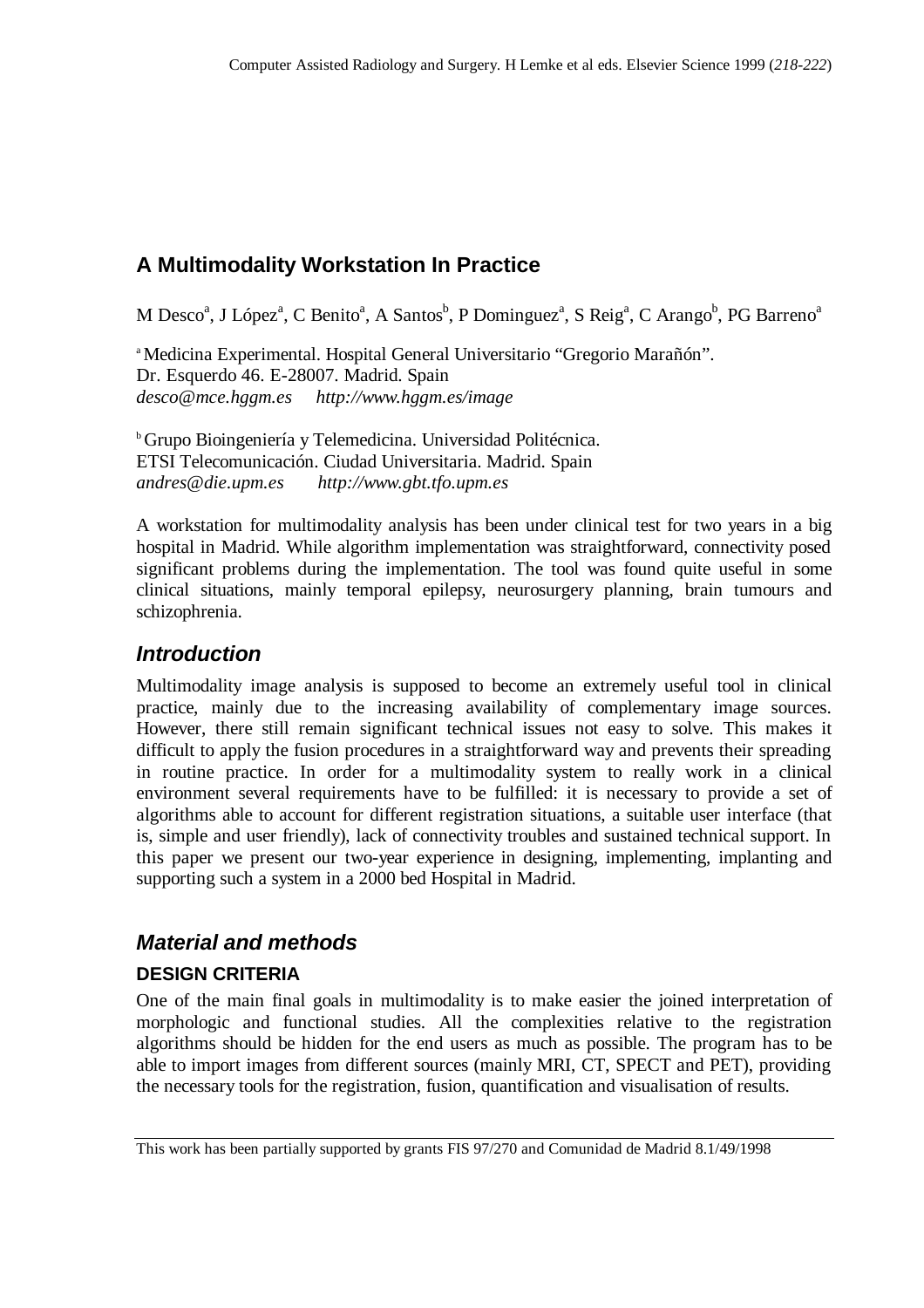# A Multimodality Workstation In Practice

M Desco[a], J López[a], C Benito[a], A Santos[b], P Dominguez[a], S Reig[a], C Arango[b], PG Barreno[a]

[a] Medicina Experimental. Hospital General Universitario "Gregorio Marañón".
Dr. Esquerdo 46. E-28007. Madrid. Spain
*desco@mce.hggm.es* *http://www.hggm.es/image*

[b] Grupo Bioingeniería y Telemedicina. Universidad Politécnica.
ETSI Telecomunicación. Ciudad Universitaria. Madrid. Spain
*andres@die.upm.es* *http://www.gbt.tfo.upm.es*

A workstation for multimodality analysis has been under clinical test for two years in a big hospital in Madrid. While algorithm implementation was straightforward, connectivity posed significant problems during the implementation. The tool was found quite useful in some clinical situations, mainly temporal epilepsy, neurosurgery planning, brain tumours and schizophrenia.

## *Introduction*

Multimodality image analysis is supposed to become an extremely useful tool in clinical practice, mainly due to the increasing availability of complementary image sources. However, there still remain significant technical issues not easy to solve. This makes it difficult to apply the fusion procedures in a straightforward way and prevents their spreading in routine practice. In order for a multimodality system to really work in a clinical environment several requirements have to be fulfilled: it is necessary to provide a set of algorithms able to account for different registration situations, a suitable user interface (that is, simple and user friendly), lack of connectivity troubles and sustained technical support. In this paper we present our two-year experience in designing, implementing, implanting and supporting such a system in a 2000 bed Hospital in Madrid.

## *Material and methods*

### DESIGN CRITERIA

One of the main final goals in multimodality is to make easier the joined interpretation of morphologic and functional studies. All the complexities relative to the registration algorithms should be hidden for the end users as much as possible. The program has to be able to import images from different sources (mainly MRI, CT, SPECT and PET), providing the necessary tools for the registration, fusion, quantification and visualisation of results.

This work has been partially supported by grants FIS 97/270 and Comunidad de Madrid 8.1/49/1998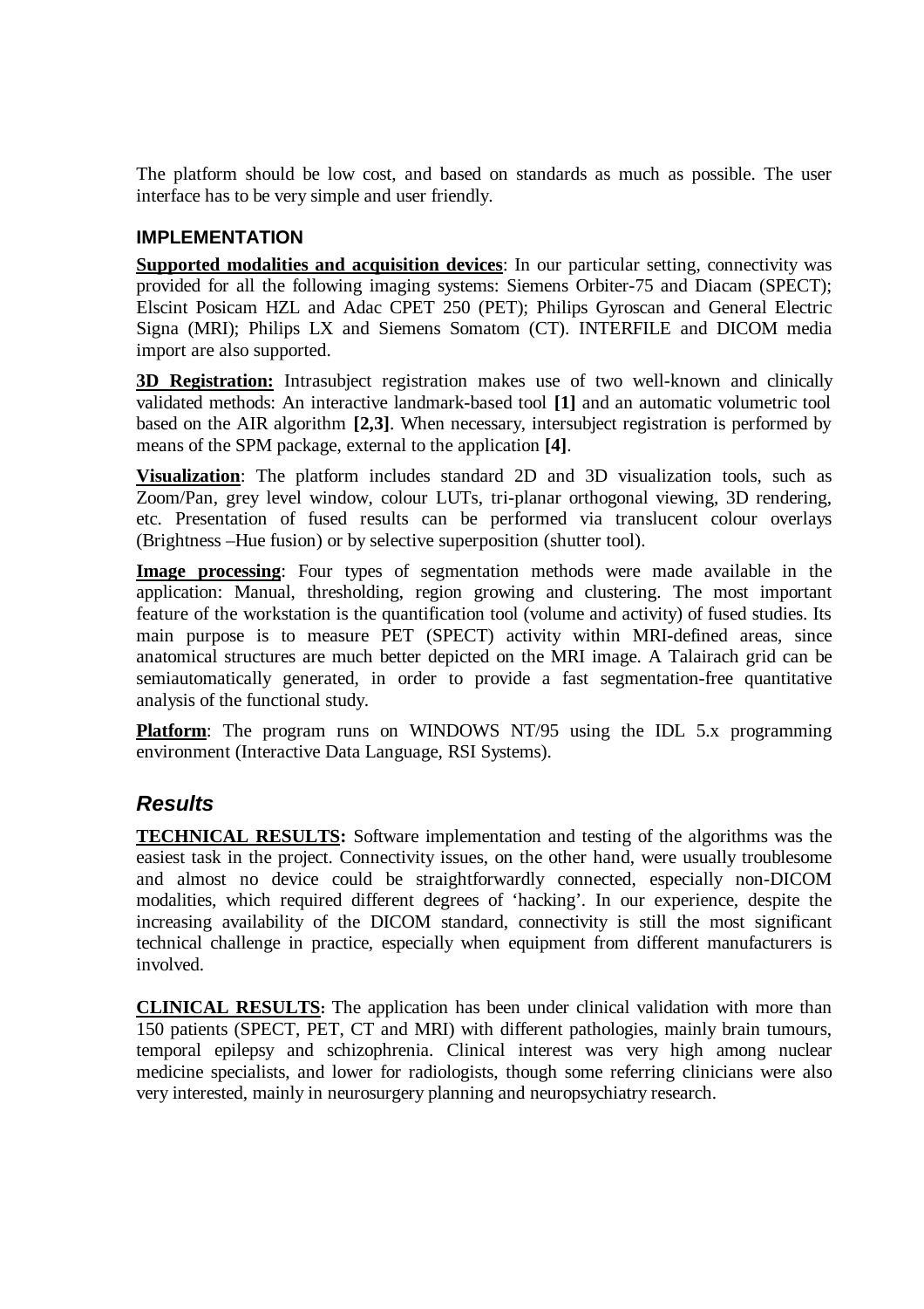The platform should be low cost, and based on standards as much as possible. The user interface has to be very simple and user friendly.

### IMPLEMENTATION

**Supported modalities and acquisition devices**: In our particular setting, connectivity was provided for all the following imaging systems: Siemens Orbiter-75 and Diacam (SPECT); Elscint Posicam HZL and Adac CPET 250 (PET); Philips Gyroscan and General Electric Signa (MRI); Philips LX and Siemens Somatom (CT). INTERFILE and DICOM media import are also supported.

**3D Registration:** Intrasubject registration makes use of two well-known and clinically validated methods: An interactive landmark-based tool **[1]** and an automatic volumetric tool based on the AIR algorithm **[2,3]**. When necessary, intersubject registration is performed by means of the SPM package, external to the application **[4]**.

**Visualization**: The platform includes standard 2D and 3D visualization tools, such as Zoom/Pan, grey level window, colour LUTs, tri-planar orthogonal viewing, 3D rendering, etc. Presentation of fused results can be performed via translucent colour overlays (Brightness –Hue fusion) or by selective superposition (shutter tool).

**Image processing**: Four types of segmentation methods were made available in the application: Manual, thresholding, region growing and clustering. The most important feature of the workstation is the quantification tool (volume and activity) of fused studies. Its main purpose is to measure PET (SPECT) activity within MRI-defined areas, since anatomical structures are much better depicted on the MRI image. A Talairach grid can be semiautomatically generated, in order to provide a fast segmentation-free quantitative analysis of the functional study.

**Platform**: The program runs on WINDOWS NT/95 using the IDL 5.x programming environment (Interactive Data Language, RSI Systems).

## *Results*

**TECHNICAL RESULTS:** Software implementation and testing of the algorithms was the easiest task in the project. Connectivity issues, on the other hand, were usually troublesome and almost no device could be straightforwardly connected, especially non-DICOM modalities, which required different degrees of 'hacking'. In our experience, despite the increasing availability of the DICOM standard, connectivity is still the most significant technical challenge in practice, especially when equipment from different manufacturers is involved.

**CLINICAL RESULTS:** The application has been under clinical validation with more than 150 patients (SPECT, PET, CT and MRI) with different pathologies, mainly brain tumours, temporal epilepsy and schizophrenia. Clinical interest was very high among nuclear medicine specialists, and lower for radiologists, though some referring clinicians were also very interested, mainly in neurosurgery planning and neuropsychiatry research.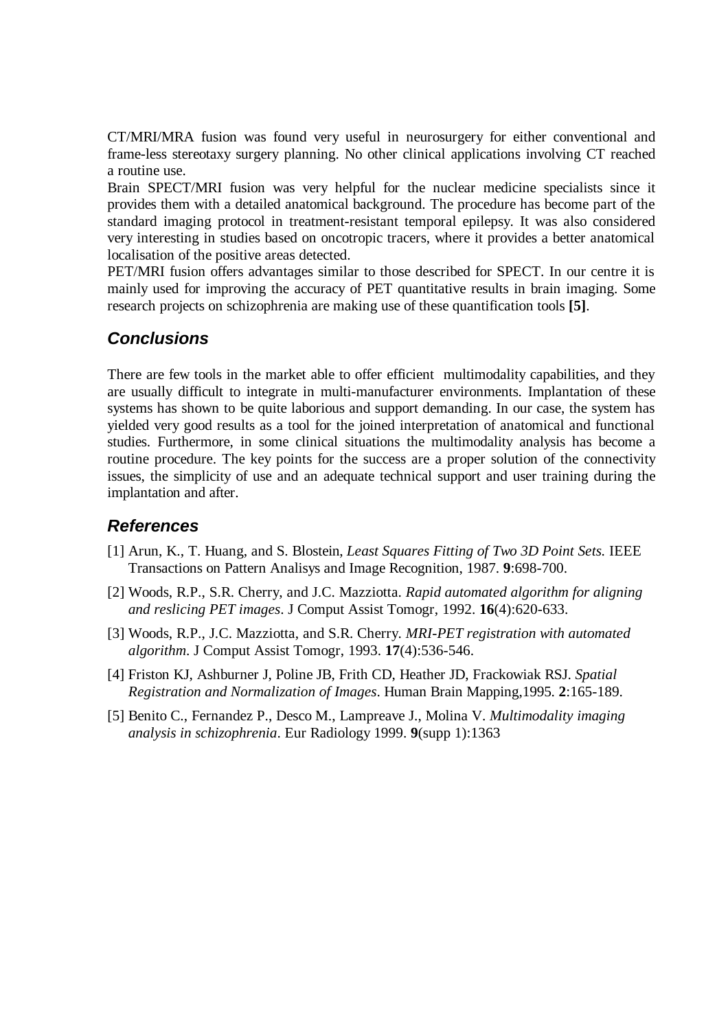CT/MRI/MRA fusion was found very useful in neurosurgery for either conventional and frame-less stereotaxy surgery planning. No other clinical applications involving CT reached a routine use.

Brain SPECT/MRI fusion was very helpful for the nuclear medicine specialists since it provides them with a detailed anatomical background. The procedure has become part of the standard imaging protocol in treatment-resistant temporal epilepsy. It was also considered very interesting in studies based on oncotropic tracers, where it provides a better anatomical localisation of the positive areas detected.

PET/MRI fusion offers advantages similar to those described for SPECT. In our centre it is mainly used for improving the accuracy of PET quantitative results in brain imaging. Some research projects on schizophrenia are making use of these quantification tools **[5]**.

## Conclusions

There are few tools in the market able to offer efficient multimodality capabilities, and they are usually difficult to integrate in multi-manufacturer environments. Implantation of these systems has shown to be quite laborious and support demanding. In our case, the system has yielded very good results as a tool for the joined interpretation of anatomical and functional studies. Furthermore, in some clinical situations the multimodality analysis has become a routine procedure. The key points for the success are a proper solution of the connectivity issues, the simplicity of use and an adequate technical support and user training during the implantation and after.

## References

[1] Arun, K., T. Huang, and S. Blostein, *Least Squares Fitting of Two 3D Point Sets.* IEEE Transactions on Pattern Analisys and Image Recognition, 1987. **9**:698-700.

[2] Woods, R.P., S.R. Cherry, and J.C. Mazziotta. *Rapid automated algorithm for aligning and reslicing PET images*. J Comput Assist Tomogr, 1992. **16**(4):620-633.

[3] Woods, R.P., J.C. Mazziotta, and S.R. Cherry. *MRI-PET registration with automated algorithm*. J Comput Assist Tomogr, 1993. **17**(4):536-546.

[4] Friston KJ, Ashburner J, Poline JB, Frith CD, Heather JD, Frackowiak RSJ. *Spatial Registration and Normalization of Images*. Human Brain Mapping,1995. **2**:165-189.

[5] Benito C., Fernandez P., Desco M., Lampreave J., Molina V. *Multimodality imaging analysis in schizophrenia*. Eur Radiology 1999. **9**(supp 1):1363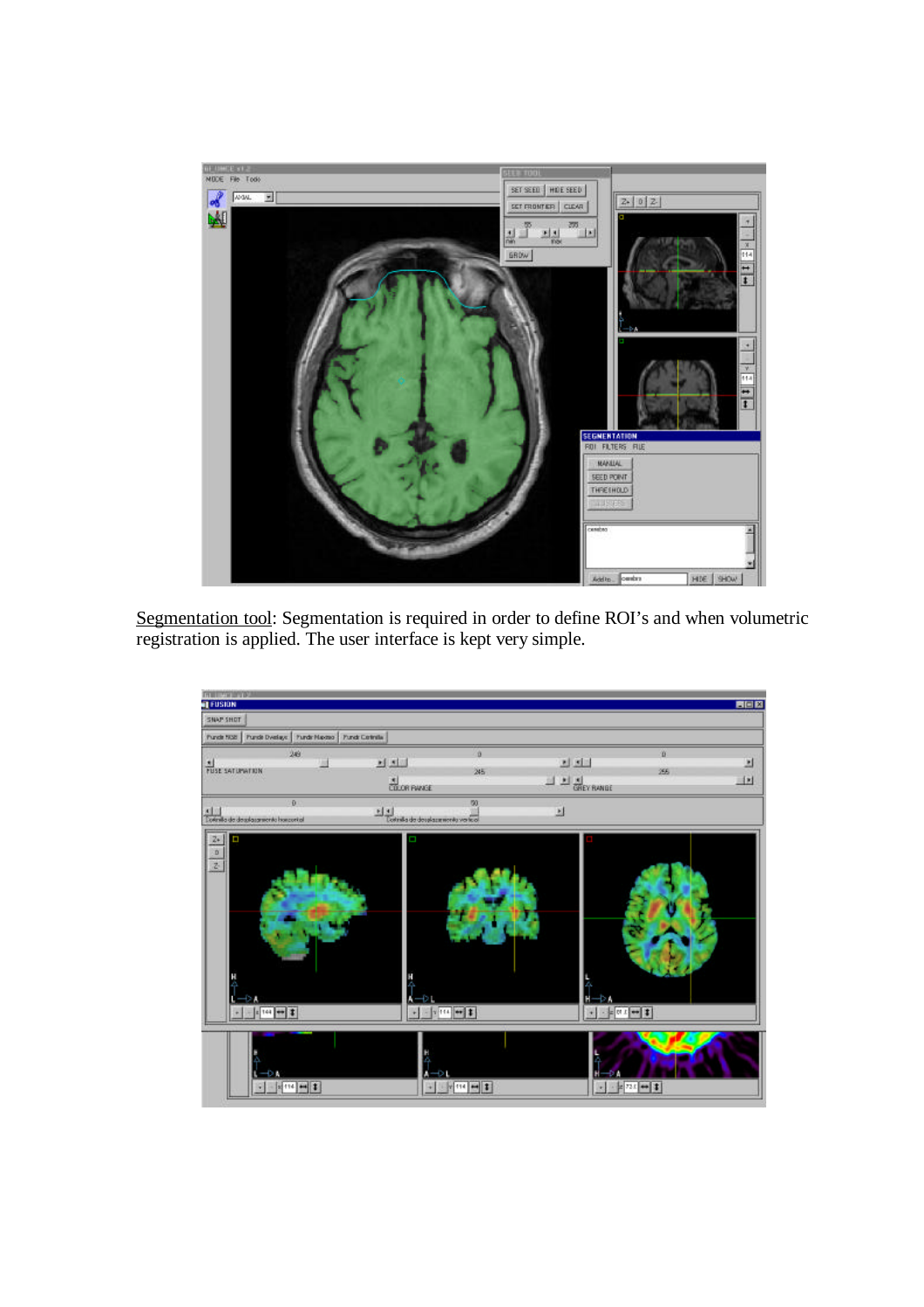Segmentation tool: Segmentation is required in order to define ROI's and when volumetric registration is applied. The user interface is kept very simple.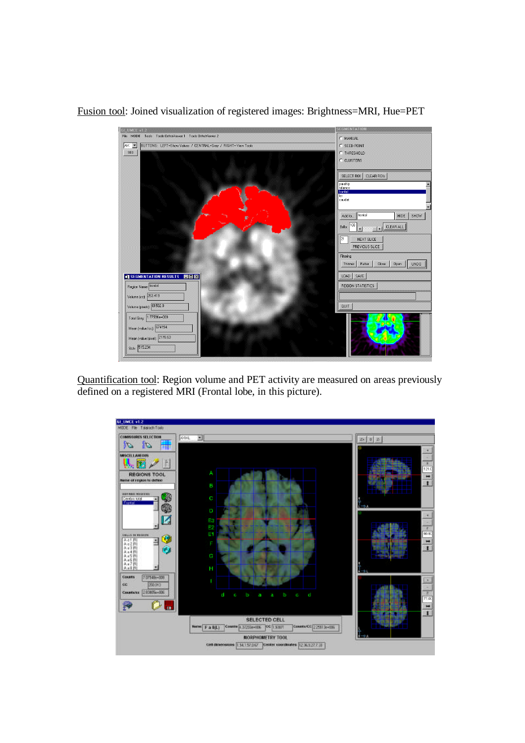<u>Fusion tool</u>: Joined visualization of registered images: Brightness=MRI, Hue=PET

<u>Quantification tool</u>: Region volume and PET activity are measured on areas previously defined on a registered MRI (Frontal lobe, in this picture).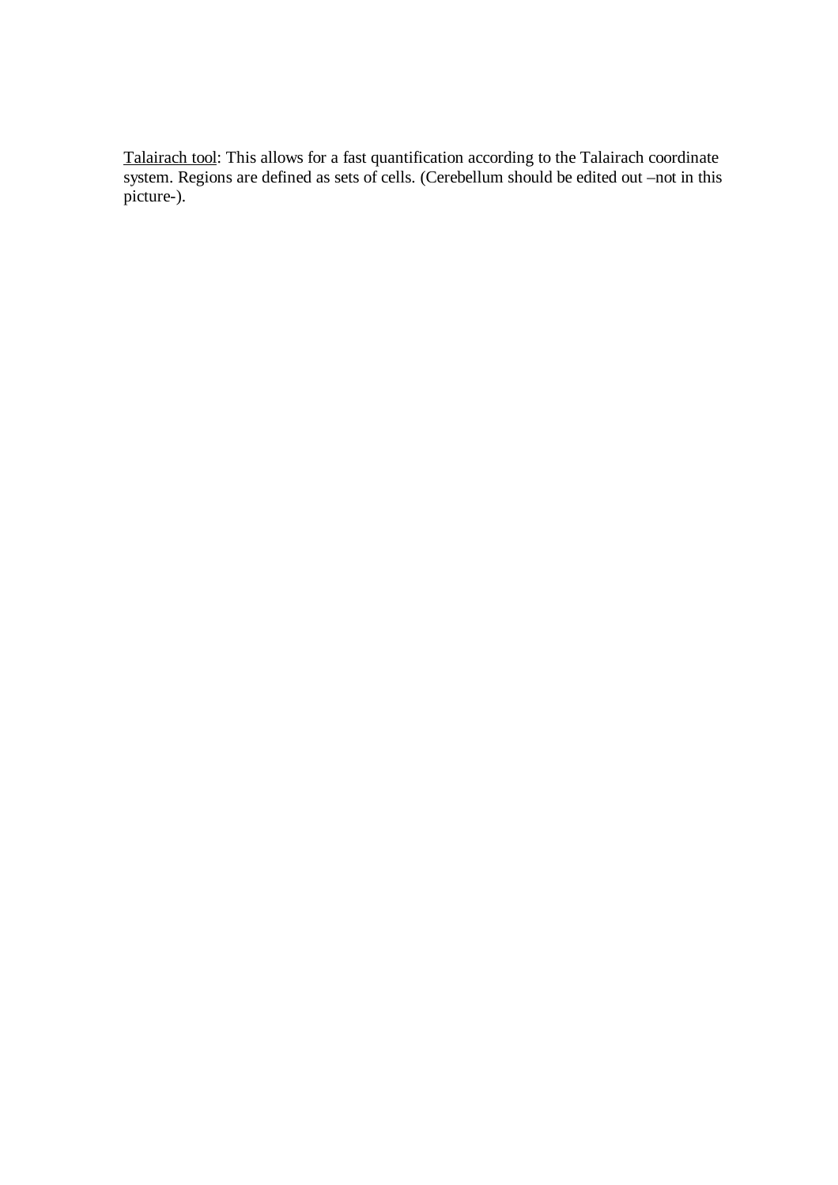Talairach tool: This allows for a fast quantification according to the Talairach coordinate system. Regions are defined as sets of cells. (Cerebellum should be edited out –not in this picture-).